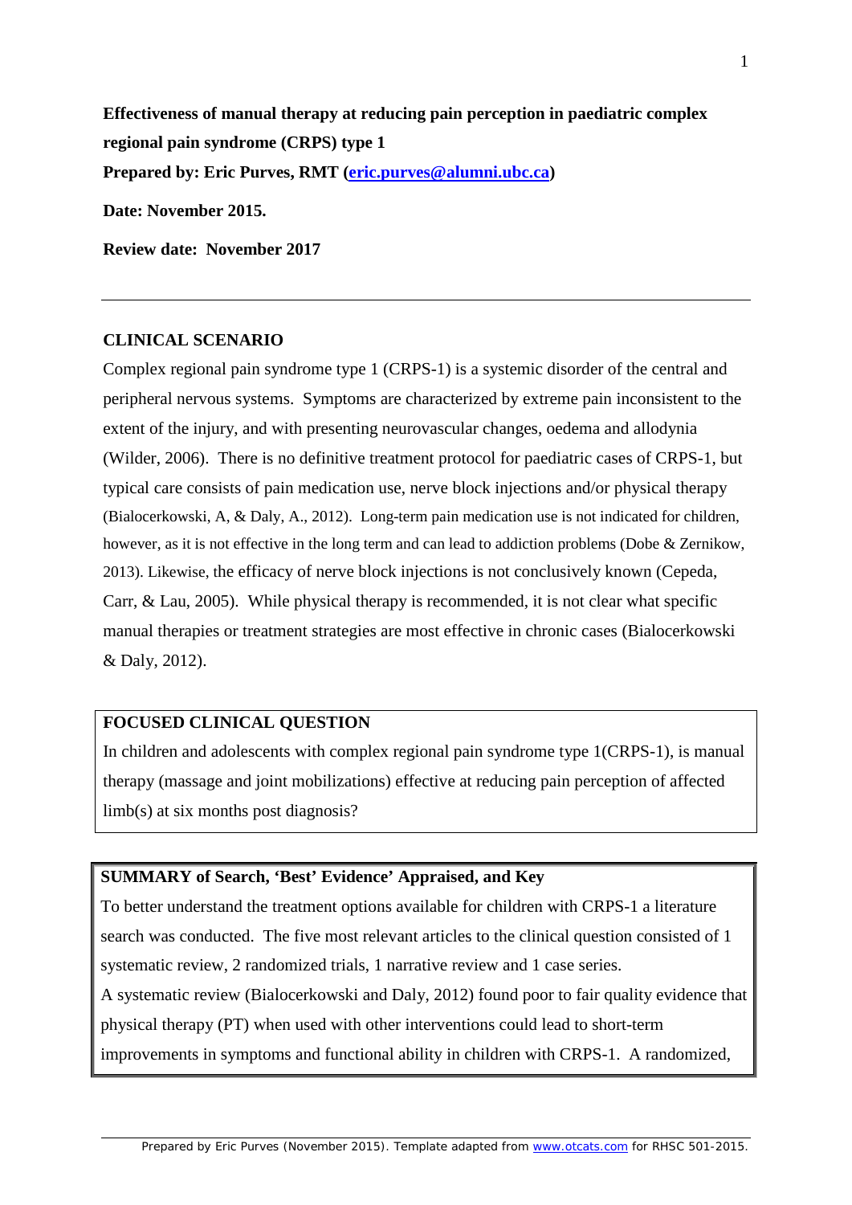**Effectiveness of manual therapy at reducing pain perception in paediatric complex regional pain syndrome (CRPS) type 1**

**Prepared by: Eric Purves, RMT (eric.purves@alumni.ubc.ca)**

**Date: November 2015.**

**Review date: November 2017**

---

## CLINICAL SCENARIO

Complex regional pain syndrome type 1 (CRPS-1) is a systemic disorder of the central and peripheral nervous systems. Symptoms are characterized by extreme pain inconsistent to the extent of the injury, and with presenting neurovascular changes, oedema and allodynia (Wilder, 2006). There is no definitive treatment protocol for paediatric cases of CRPS-1, but typical care consists of pain medication use, nerve block injections and/or physical therapy (Bialocerkowski, A, & Daly, A., 2012). Long-term pain medication use is not indicated for children, however, as it is not effective in the long term and can lead to addiction problems (Dobe & Zernikow, 2013). Likewise, the efficacy of nerve block injections is not conclusively known (Cepeda, Carr, & Lau, 2005). While physical therapy is recommended, it is not clear what specific manual therapies or treatment strategies are most effective in chronic cases (Bialocerkowski & Daly, 2012).

## FOCUSED CLINICAL QUESTION

In children and adolescents with complex regional pain syndrome type 1(CRPS-1), is manual therapy (massage and joint mobilizations) effective at reducing pain perception of affected limb(s) at six months post diagnosis?

## SUMMARY of Search, 'Best' Evidence' Appraised, and Key

To better understand the treatment options available for children with CRPS-1 a literature search was conducted. The five most relevant articles to the clinical question consisted of 1 systematic review, 2 randomized trials, 1 narrative review and 1 case series.

A systematic review (Bialocerkowski and Daly, 2012) found poor to fair quality evidence that physical therapy (PT) when used with other interventions could lead to short-term improvements in symptoms and functional ability in children with CRPS-1. A randomized,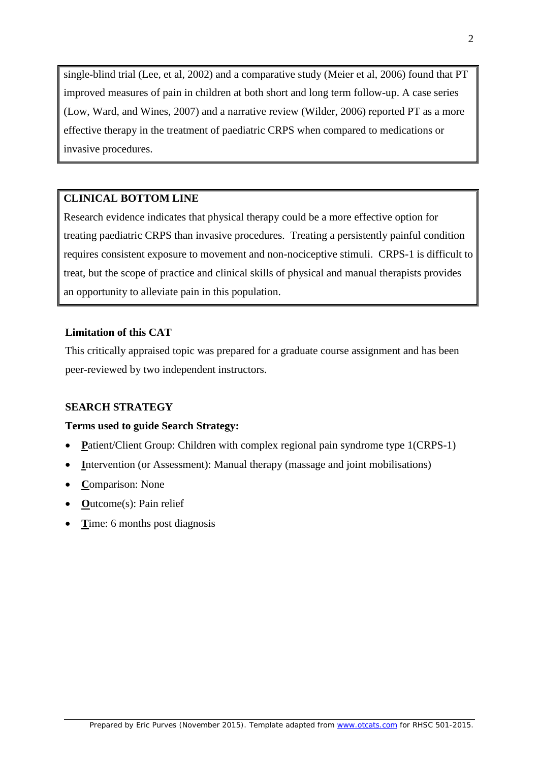single-blind trial (Lee, et al, 2002) and a comparative study (Meier et al, 2006) found that PT improved measures of pain in children at both short and long term follow-up. A case series (Low, Ward, and Wines, 2007) and a narrative review (Wilder, 2006) reported PT as a more effective therapy in the treatment of paediatric CRPS when compared to medications or invasive procedures.

## CLINICAL BOTTOM LINE

Research evidence indicates that physical therapy could be a more effective option for treating paediatric CRPS than invasive procedures. Treating a persistently painful condition requires consistent exposure to movement and non-nociceptive stimuli. CRPS-1 is difficult to treat, but the scope of practice and clinical skills of physical and manual therapists provides an opportunity to alleviate pain in this population.

### Limitation of this CAT

This critically appraised topic was prepared for a graduate course assignment and has been peer-reviewed by two independent instructors.

## SEARCH STRATEGY

**Terms used to guide Search Strategy:**

- **P**atient/Client Group: Children with complex regional pain syndrome type 1(CRPS-1)
- **I**ntervention (or Assessment): Manual therapy (massage and joint mobilisations)
- **C**omparison: None
- **O**utcome(s): Pain relief
- **T**ime: 6 months post diagnosis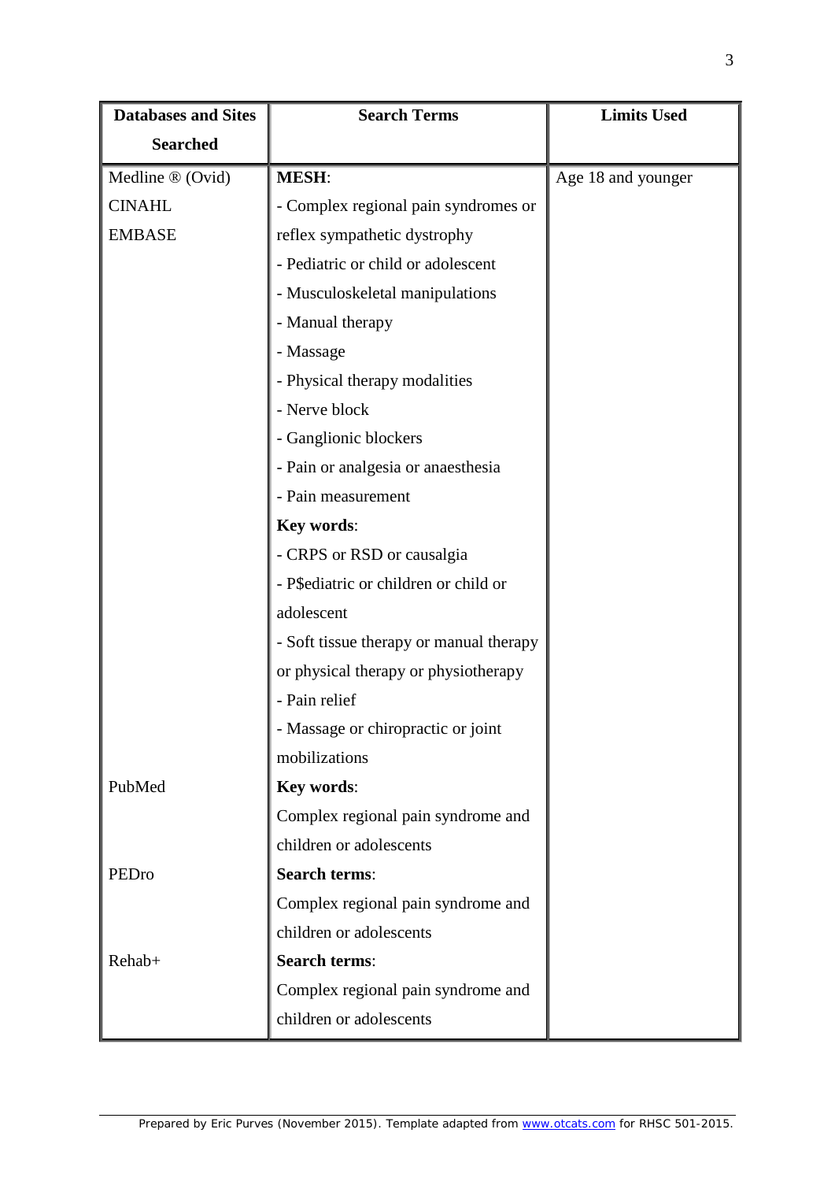| Databases and Sites Searched | Search Terms | Limits Used |
|---|---|---|
| Medline ® (Ovid)<br>CINAHL<br>EMBASE | **MESH**:<br>- Complex regional pain syndromes or reflex sympathetic dystrophy<br>- Pediatric or child or adolescent<br>- Musculoskeletal manipulations<br>- Manual therapy<br>- Massage<br>- Physical therapy modalities<br>- Nerve block<br>- Ganglionic blockers<br>- Pain or analgesia or anaesthesia<br>- Pain measurement<br>**Key words**:<br>- CRPS or RSD or causalgia<br>- P$ediatric or children or child or adolescent<br>- Soft tissue therapy or manual therapy or physical therapy or physiotherapy<br>- Pain relief<br>- Massage or chiropractic or joint mobilizations | Age 18 and younger |
| PubMed | **Key words**:<br>Complex regional pain syndrome and children or adolescents | |
| PEDro | **Search terms**:<br>Complex regional pain syndrome and children or adolescents | |
| Rehab+ | **Search terms**:<br>Complex regional pain syndrome and children or adolescents | |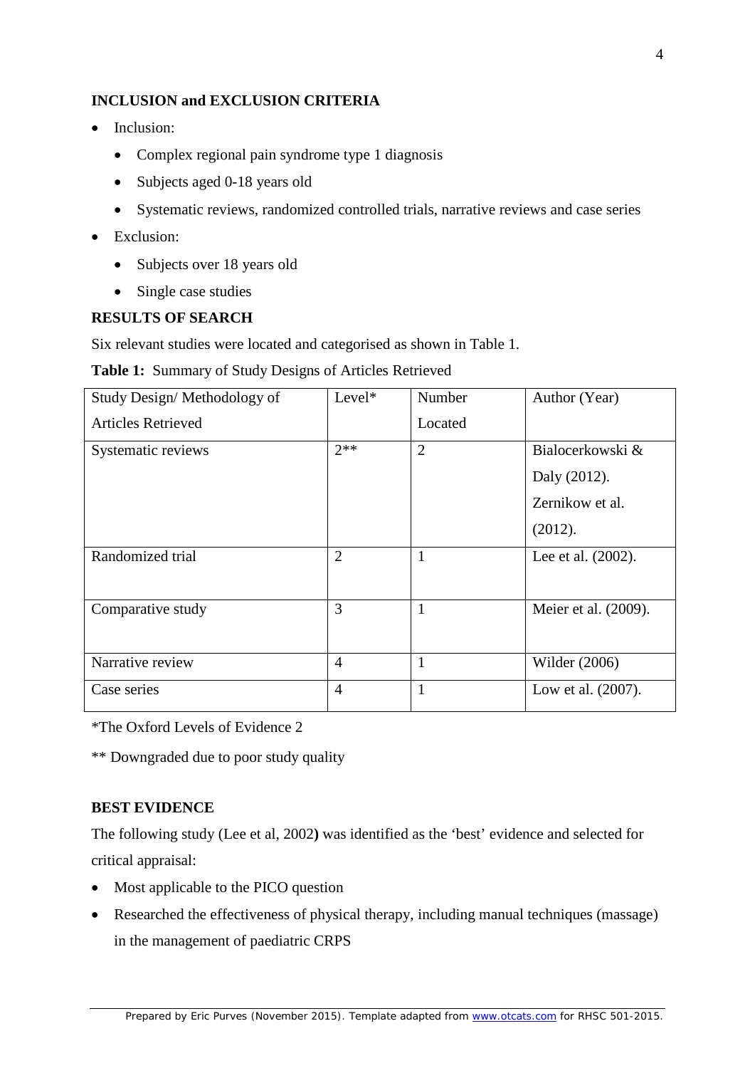**INCLUSION and EXCLUSION CRITERIA**

- Inclusion:
  - Complex regional pain syndrome type 1 diagnosis
  - Subjects aged 0-18 years old
  - Systematic reviews, randomized controlled trials, narrative reviews and case series
- Exclusion:
  - Subjects over 18 years old
  - Single case studies

**RESULTS OF SEARCH**

Six relevant studies were located and categorised as shown in Table 1.

**Table 1:** Summary of Study Designs of Articles Retrieved

| Study Design/ Methodology of Articles Retrieved | Level* | Number Located | Author (Year) |
|---|---|---|---|
| Systematic reviews | 2** | 2 | Bialocerkowski & Daly (2012). Zernikow et al. (2012). |
| Randomized trial | 2 | 1 | Lee et al. (2002). |
| Comparative study | 3 | 1 | Meier et al. (2009). |
| Narrative review | 4 | 1 | Wilder (2006) |
| Case series | 4 | 1 | Low et al. (2007). |

*The Oxford Levels of Evidence 2

** Downgraded due to poor study quality

**BEST EVIDENCE**

The following study (Lee et al, 2002**)** was identified as the 'best' evidence and selected for critical appraisal:

- Most applicable to the PICO question
- Researched the effectiveness of physical therapy, including manual techniques (massage) in the management of paediatric CRPS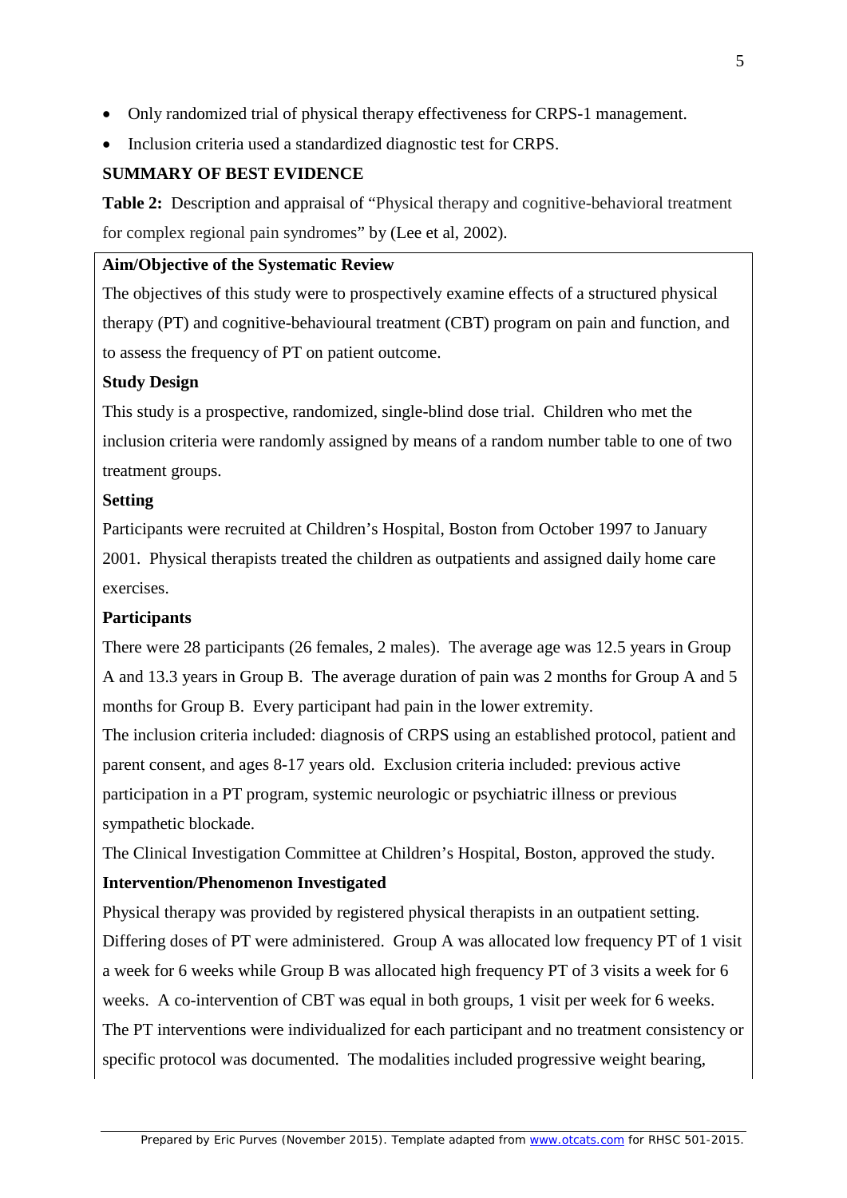- Only randomized trial of physical therapy effectiveness for CRPS-1 management.
- Inclusion criteria used a standardized diagnostic test for CRPS.

**SUMMARY OF BEST EVIDENCE**

**Table 2:** Description and appraisal of "Physical therapy and cognitive-behavioral treatment for complex regional pain syndromes" by (Lee et al, 2002).

**Aim/Objective of the Systematic Review**

The objectives of this study were to prospectively examine effects of a structured physical therapy (PT) and cognitive-behavioural treatment (CBT) program on pain and function, and to assess the frequency of PT on patient outcome.

**Study Design**

This study is a prospective, randomized, single-blind dose trial. Children who met the inclusion criteria were randomly assigned by means of a random number table to one of two treatment groups.

**Setting**

Participants were recruited at Children's Hospital, Boston from October 1997 to January 2001. Physical therapists treated the children as outpatients and assigned daily home care exercises.

**Participants**

There were 28 participants (26 females, 2 males). The average age was 12.5 years in Group A and 13.3 years in Group B. The average duration of pain was 2 months for Group A and 5 months for Group B. Every participant had pain in the lower extremity.

The inclusion criteria included: diagnosis of CRPS using an established protocol, patient and parent consent, and ages 8-17 years old. Exclusion criteria included: previous active participation in a PT program, systemic neurologic or psychiatric illness or previous sympathetic blockade.

The Clinical Investigation Committee at Children's Hospital, Boston, approved the study.

**Intervention/Phenomenon Investigated**

Physical therapy was provided by registered physical therapists in an outpatient setting. Differing doses of PT were administered. Group A was allocated low frequency PT of 1 visit a week for 6 weeks while Group B was allocated high frequency PT of 3 visits a week for 6 weeks. A co-intervention of CBT was equal in both groups, 1 visit per week for 6 weeks. The PT interventions were individualized for each participant and no treatment consistency or specific protocol was documented. The modalities included progressive weight bearing,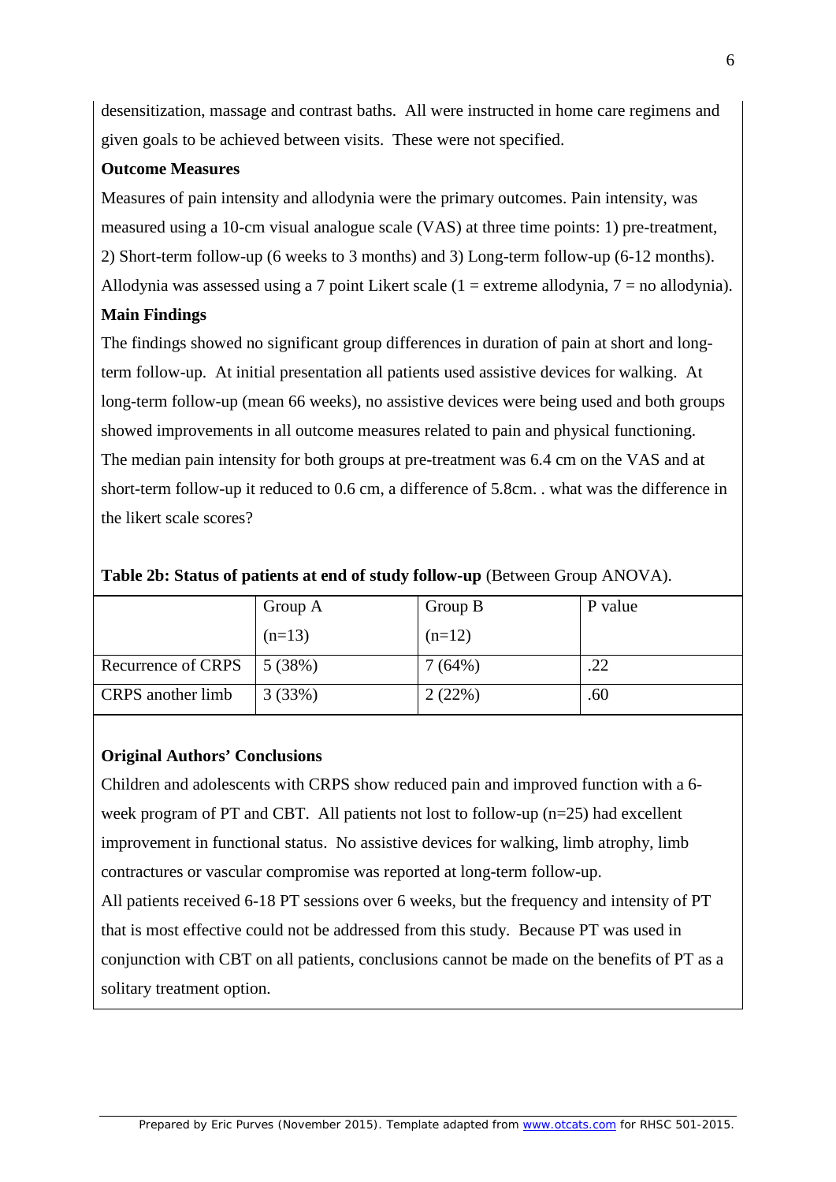desensitization, massage and contrast baths. All were instructed in home care regimens and given goals to be achieved between visits. These were not specified.

**Outcome Measures**

Measures of pain intensity and allodynia were the primary outcomes. Pain intensity, was measured using a 10-cm visual analogue scale (VAS) at three time points: 1) pre-treatment, 2) Short-term follow-up (6 weeks to 3 months) and 3) Long-term follow-up (6-12 months). Allodynia was assessed using a 7 point Likert scale (1 = extreme allodynia, 7 = no allodynia).

**Main Findings**

The findings showed no significant group differences in duration of pain at short and long-term follow-up. At initial presentation all patients used assistive devices for walking. At long-term follow-up (mean 66 weeks), no assistive devices were being used and both groups showed improvements in all outcome measures related to pain and physical functioning. The median pain intensity for both groups at pre-treatment was 6.4 cm on the VAS and at short-term follow-up it reduced to 0.6 cm, a difference of 5.8cm. . what was the difference in the likert scale scores?

**Table 2b: Status of patients at end of study follow-up** (Between Group ANOVA).

| | Group A (n=13) | Group B (n=12) | P value |
|---|---|---|---|
| Recurrence of CRPS | 5 (38%) | 7 (64%) | .22 |
| CRPS another limb | 3 (33%) | 2 (22%) | .60 |

**Original Authors' Conclusions**

Children and adolescents with CRPS show reduced pain and improved function with a 6-week program of PT and CBT. All patients not lost to follow-up (n=25) had excellent improvement in functional status. No assistive devices for walking, limb atrophy, limb contractures or vascular compromise was reported at long-term follow-up.

All patients received 6-18 PT sessions over 6 weeks, but the frequency and intensity of PT that is most effective could not be addressed from this study. Because PT was used in conjunction with CBT on all patients, conclusions cannot be made on the benefits of PT as a solitary treatment option.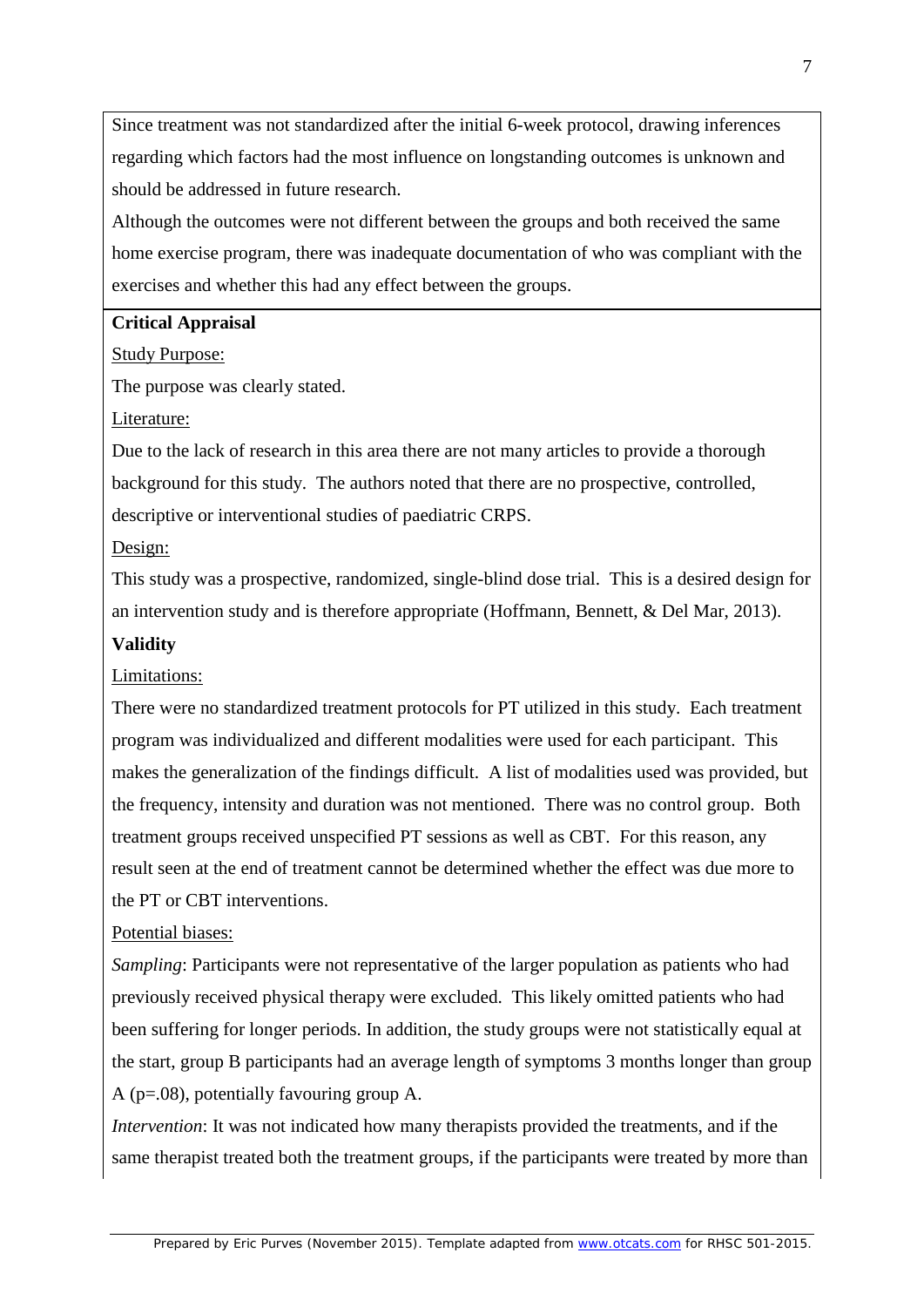Since treatment was not standardized after the initial 6-week protocol, drawing inferences regarding which factors had the most influence on longstanding outcomes is unknown and should be addressed in future research.

Although the outcomes were not different between the groups and both received the same home exercise program, there was inadequate documentation of who was compliant with the exercises and whether this had any effect between the groups.

**Critical Appraisal**

Study Purpose:

The purpose was clearly stated.

Literature:

Due to the lack of research in this area there are not many articles to provide a thorough background for this study. The authors noted that there are no prospective, controlled, descriptive or interventional studies of paediatric CRPS.

Design:

This study was a prospective, randomized, single-blind dose trial. This is a desired design for an intervention study and is therefore appropriate (Hoffmann, Bennett, & Del Mar, 2013).

**Validity**

Limitations:

There were no standardized treatment protocols for PT utilized in this study. Each treatment program was individualized and different modalities were used for each participant. This makes the generalization of the findings difficult. A list of modalities used was provided, but the frequency, intensity and duration was not mentioned. There was no control group. Both treatment groups received unspecified PT sessions as well as CBT. For this reason, any result seen at the end of treatment cannot be determined whether the effect was due more to the PT or CBT interventions.

Potential biases:

*Sampling*: Participants were not representative of the larger population as patients who had previously received physical therapy were excluded. This likely omitted patients who had been suffering for longer periods. In addition, the study groups were not statistically equal at the start, group B participants had an average length of symptoms 3 months longer than group A ($p = .08$), potentially favouring group A.

*Intervention*: It was not indicated how many therapists provided the treatments, and if the same therapist treated both the treatment groups, if the participants were treated by more than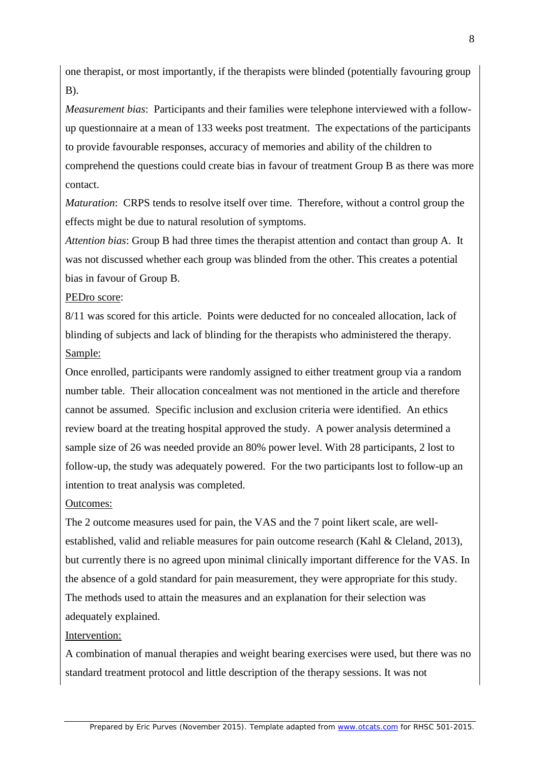one therapist, or most importantly, if the therapists were blinded (potentially favouring group B).

*Measurement bias*: Participants and their families were telephone interviewed with a follow-up questionnaire at a mean of 133 weeks post treatment. The expectations of the participants to provide favourable responses, accuracy of memories and ability of the children to comprehend the questions could create bias in favour of treatment Group B as there was more contact.

*Maturation*: CRPS tends to resolve itself over time. Therefore, without a control group the effects might be due to natural resolution of symptoms.

*Attention bias*: Group B had three times the therapist attention and contact than group A. It was not discussed whether each group was blinded from the other. This creates a potential bias in favour of Group B.

<u>PEDro score</u>:

8/11 was scored for this article. Points were deducted for no concealed allocation, lack of blinding of subjects and lack of blinding for the therapists who administered the therapy.

<u>Sample:</u>

Once enrolled, participants were randomly assigned to either treatment group via a random number table. Their allocation concealment was not mentioned in the article and therefore cannot be assumed. Specific inclusion and exclusion criteria were identified. An ethics review board at the treating hospital approved the study. A power analysis determined a sample size of 26 was needed provide an 80% power level. With 28 participants, 2 lost to follow-up, the study was adequately powered. For the two participants lost to follow-up an intention to treat analysis was completed.

<u>Outcomes:</u>

The 2 outcome measures used for pain, the VAS and the 7 point likert scale, are well-established, valid and reliable measures for pain outcome research (Kahl & Cleland, 2013), but currently there is no agreed upon minimal clinically important difference for the VAS. In the absence of a gold standard for pain measurement, they were appropriate for this study. The methods used to attain the measures and an explanation for their selection was adequately explained.

<u>Intervention:</u>

A combination of manual therapies and weight bearing exercises were used, but there was no standard treatment protocol and little description of the therapy sessions. It was not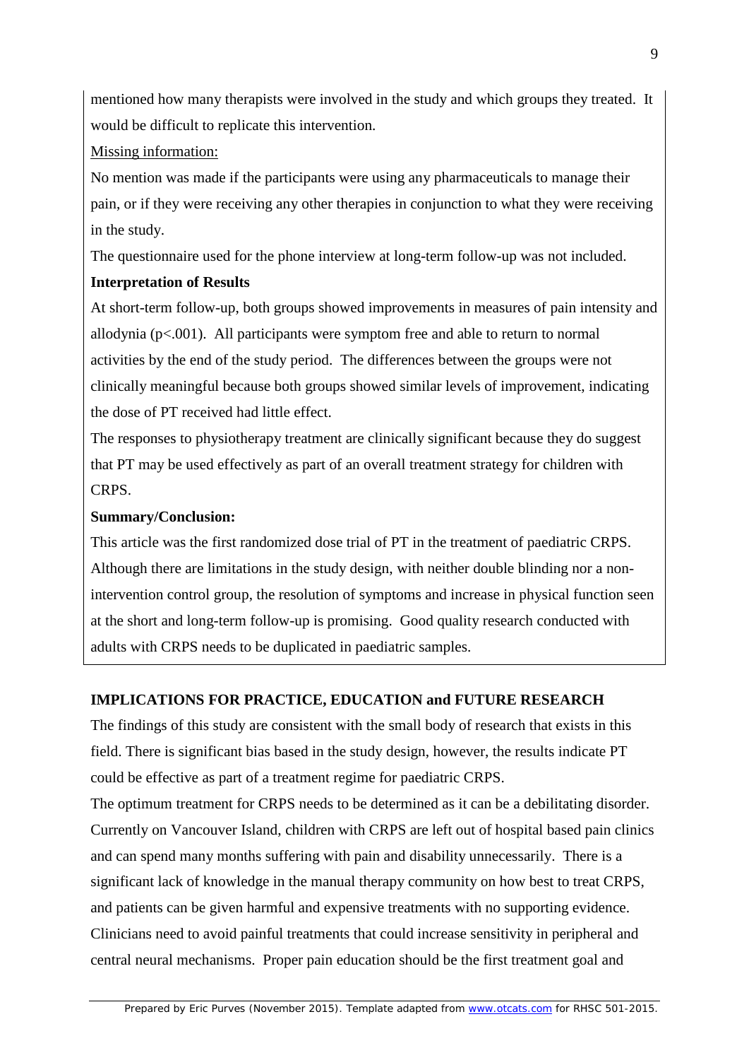mentioned how many therapists were involved in the study and which groups they treated. It would be difficult to replicate this intervention.

Missing information:

No mention was made if the participants were using any pharmaceuticals to manage their pain, or if they were receiving any other therapies in conjunction to what they were receiving in the study.

The questionnaire used for the phone interview at long-term follow-up was not included.

**Interpretation of Results**

At short-term follow-up, both groups showed improvements in measures of pain intensity and allodynia ($p<.001$). All participants were symptom free and able to return to normal activities by the end of the study period. The differences between the groups were not clinically meaningful because both groups showed similar levels of improvement, indicating the dose of PT received had little effect.

The responses to physiotherapy treatment are clinically significant because they do suggest that PT may be used effectively as part of an overall treatment strategy for children with CRPS.

**Summary/Conclusion:**

This article was the first randomized dose trial of PT in the treatment of paediatric CRPS. Although there are limitations in the study design, with neither double blinding nor a non-intervention control group, the resolution of symptoms and increase in physical function seen at the short and long-term follow-up is promising. Good quality research conducted with adults with CRPS needs to be duplicated in paediatric samples.

## IMPLICATIONS FOR PRACTICE, EDUCATION and FUTURE RESEARCH

The findings of this study are consistent with the small body of research that exists in this field. There is significant bias based in the study design, however, the results indicate PT could be effective as part of a treatment regime for paediatric CRPS.

The optimum treatment for CRPS needs to be determined as it can be a debilitating disorder. Currently on Vancouver Island, children with CRPS are left out of hospital based pain clinics and can spend many months suffering with pain and disability unnecessarily. There is a significant lack of knowledge in the manual therapy community on how best to treat CRPS, and patients can be given harmful and expensive treatments with no supporting evidence. Clinicians need to avoid painful treatments that could increase sensitivity in peripheral and central neural mechanisms. Proper pain education should be the first treatment goal and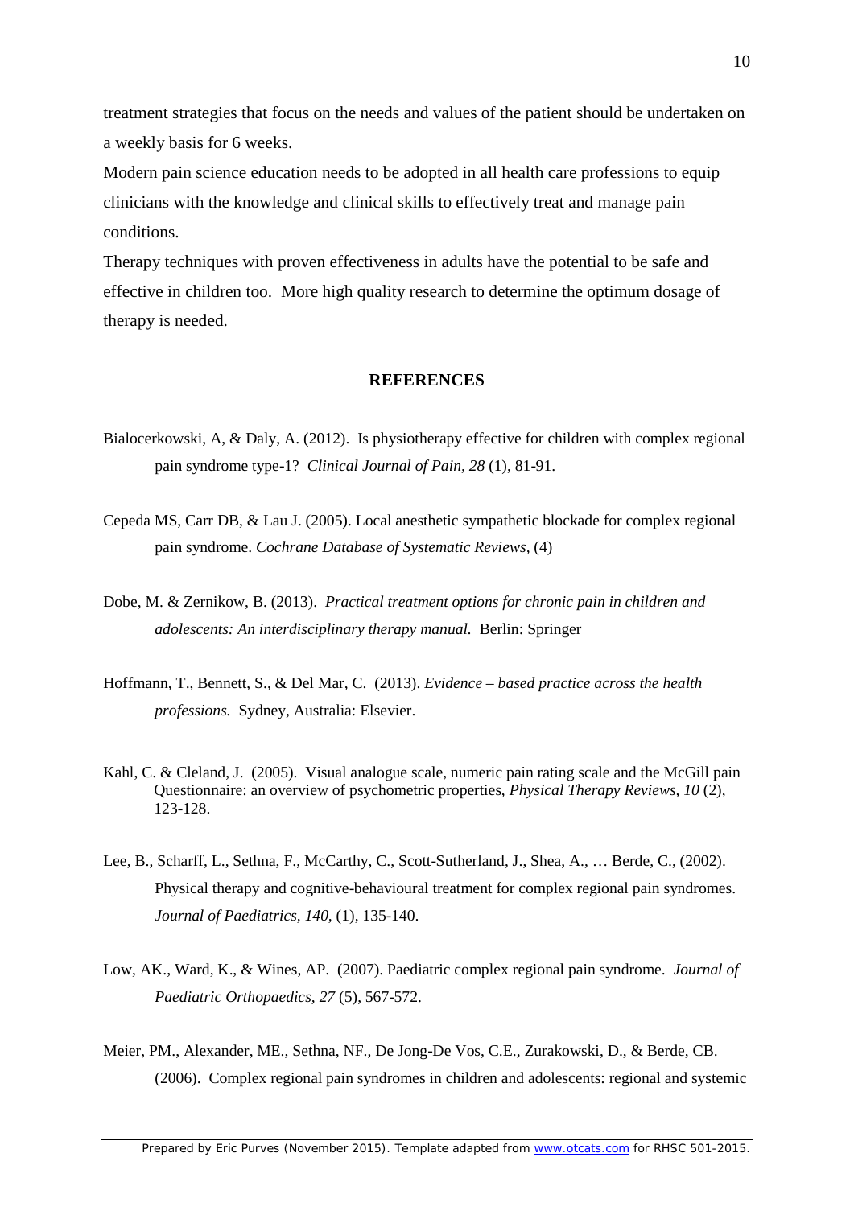treatment strategies that focus on the needs and values of the patient should be undertaken on a weekly basis for 6 weeks.

Modern pain science education needs to be adopted in all health care professions to equip clinicians with the knowledge and clinical skills to effectively treat and manage pain conditions.

Therapy techniques with proven effectiveness in adults have the potential to be safe and effective in children too. More high quality research to determine the optimum dosage of therapy is needed.

## REFERENCES

Bialocerkowski, A, & Daly, A. (2012). Is physiotherapy effective for children with complex regional pain syndrome type-1? *Clinical Journal of Pain, 28* (1), 81-91.

Cepeda MS, Carr DB, & Lau J. (2005). Local anesthetic sympathetic blockade for complex regional pain syndrome. *Cochrane Database of Systematic Reviews*, (4)

Dobe, M. & Zernikow, B. (2013). *Practical treatment options for chronic pain in children and adolescents: An interdisciplinary therapy manual.* Berlin: Springer

Hoffmann, T., Bennett, S., & Del Mar, C. (2013). *Evidence – based practice across the health professions.* Sydney, Australia: Elsevier.

Kahl, C. & Cleland, J. (2005). Visual analogue scale, numeric pain rating scale and the McGill pain Questionnaire: an overview of psychometric properties, *Physical Therapy Reviews, 10* (2), 123-128.

Lee, B., Scharff, L., Sethna, F., McCarthy, C., Scott-Sutherland, J., Shea, A., … Berde, C., (2002). Physical therapy and cognitive-behavioural treatment for complex regional pain syndromes. *Journal of Paediatrics, 140*, (1), 135-140.

Low, AK., Ward, K., & Wines, AP. (2007). Paediatric complex regional pain syndrome. *Journal of Paediatric Orthopaedics, 27* (5), 567-572.

Meier, PM., Alexander, ME., Sethna, NF., De Jong-De Vos, C.E., Zurakowski, D., & Berde, CB. (2006). Complex regional pain syndromes in children and adolescents: regional and systemic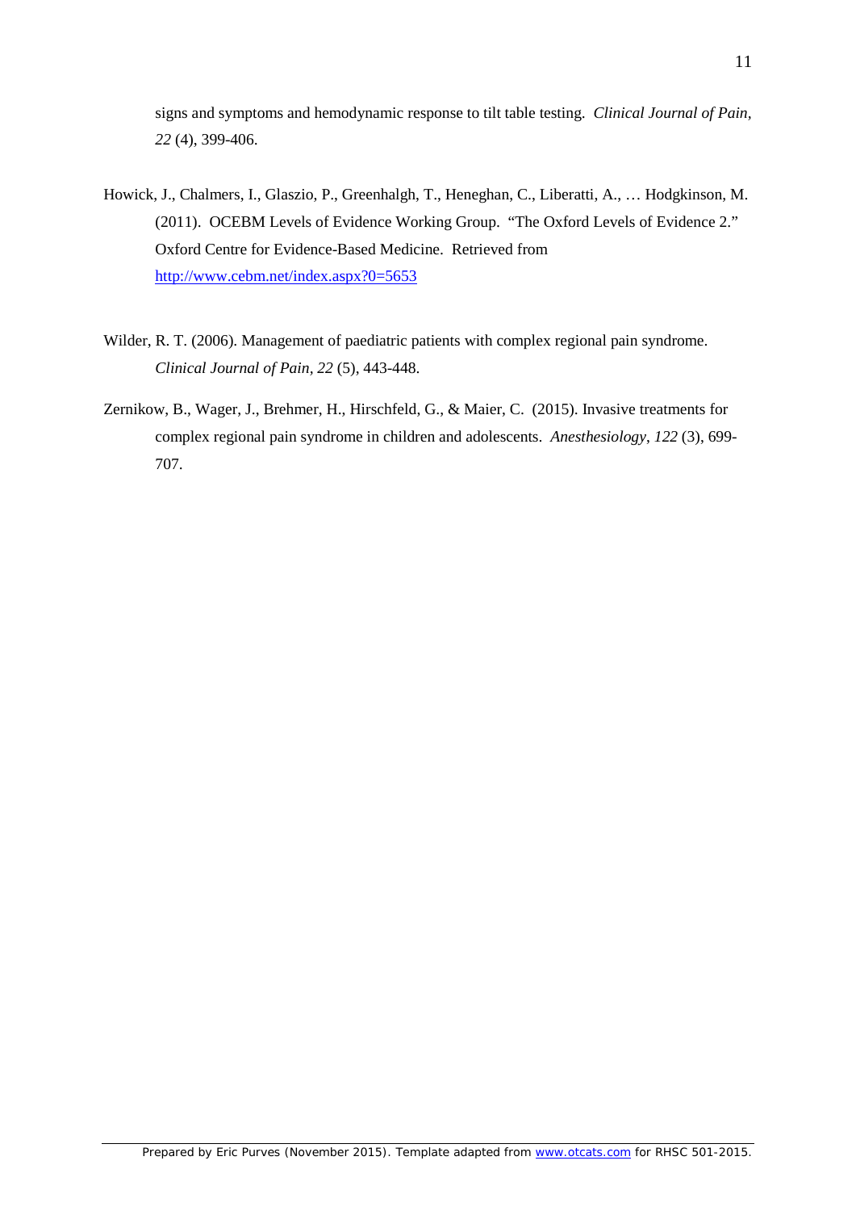signs and symptoms and hemodynamic response to tilt table testing. *Clinical Journal of Pain*, *22* (4), 399-406.

Howick, J., Chalmers, I., Glaszio, P., Greenhalgh, T., Heneghan, C., Liberatti, A., … Hodgkinson, M. (2011). OCEBM Levels of Evidence Working Group. "The Oxford Levels of Evidence 2." Oxford Centre for Evidence-Based Medicine. Retrieved from http://www.cebm.net/index.aspx?0=5653

Wilder, R. T. (2006). Management of paediatric patients with complex regional pain syndrome. *Clinical Journal of Pain, 22* (5), 443-448.

Zernikow, B., Wager, J., Brehmer, H., Hirschfeld, G., & Maier, C. (2015). Invasive treatments for complex regional pain syndrome in children and adolescents. *Anesthesiology*, *122* (3), 699-707.